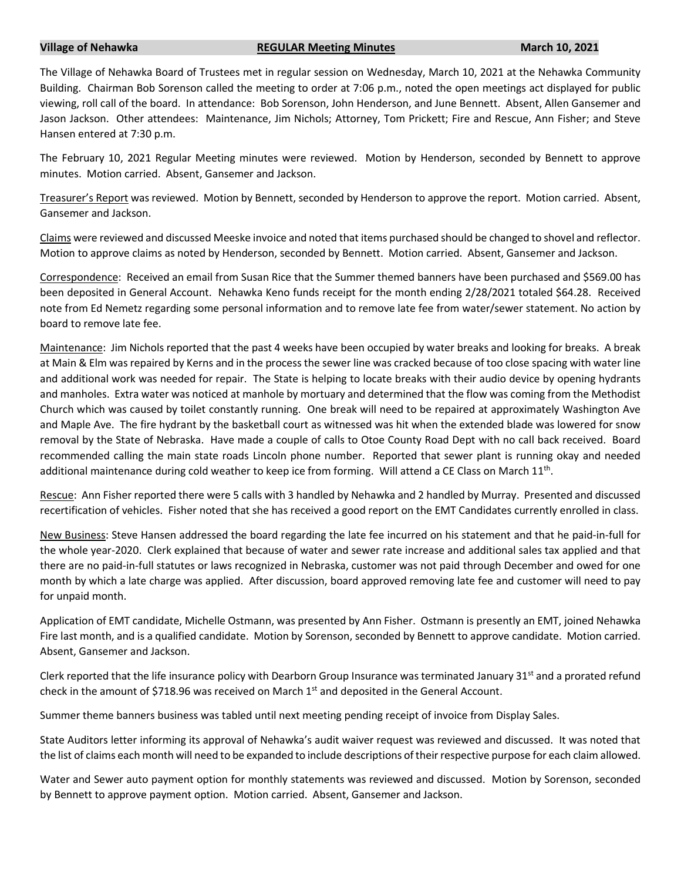**Village of Nehawka** **REGULAR Meeting Minutes** **March 10, 2021**

The Village of Nehawka Board of Trustees met in regular session on Wednesday, March 10, 2021 at the Nehawka Community Building. Chairman Bob Sorenson called the meeting to order at 7:06 p.m., noted the open meetings act displayed for public viewing, roll call of the board. In attendance: Bob Sorenson, John Henderson, and June Bennett. Absent, Allen Gansemer and Jason Jackson. Other attendees: Maintenance, Jim Nichols; Attorney, Tom Prickett; Fire and Rescue, Ann Fisher; and Steve Hansen entered at 7:30 p.m.

The February 10, 2021 Regular Meeting minutes were reviewed. Motion by Henderson, seconded by Bennett to approve minutes. Motion carried. Absent, Gansemer and Jackson.

Treasurer's Report was reviewed. Motion by Bennett, seconded by Henderson to approve the report. Motion carried. Absent, Gansemer and Jackson.

Claims were reviewed and discussed Meeske invoice and noted that items purchased should be changed to shovel and reflector. Motion to approve claims as noted by Henderson, seconded by Bennett. Motion carried. Absent, Gansemer and Jackson.

Correspondence: Received an email from Susan Rice that the Summer themed banners have been purchased and $569.00 has been deposited in General Account. Nehawka Keno funds receipt for the month ending 2/28/2021 totaled $64.28. Received note from Ed Nemetz regarding some personal information and to remove late fee from water/sewer statement. No action by board to remove late fee.

Maintenance: Jim Nichols reported that the past 4 weeks have been occupied by water breaks and looking for breaks. A break at Main & Elm was repaired by Kerns and in the process the sewer line was cracked because of too close spacing with water line and additional work was needed for repair. The State is helping to locate breaks with their audio device by opening hydrants and manholes. Extra water was noticed at manhole by mortuary and determined that the flow was coming from the Methodist Church which was caused by toilet constantly running. One break will need to be repaired at approximately Washington Ave and Maple Ave. The fire hydrant by the basketball court as witnessed was hit when the extended blade was lowered for snow removal by the State of Nebraska. Have made a couple of calls to Otoe County Road Dept with no call back received. Board recommended calling the main state roads Lincoln phone number. Reported that sewer plant is running okay and needed additional maintenance during cold weather to keep ice from forming. Will attend a CE Class on March 11th.

Rescue: Ann Fisher reported there were 5 calls with 3 handled by Nehawka and 2 handled by Murray. Presented and discussed recertification of vehicles. Fisher noted that she has received a good report on the EMT Candidates currently enrolled in class.

New Business: Steve Hansen addressed the board regarding the late fee incurred on his statement and that he paid-in-full for the whole year-2020. Clerk explained that because of water and sewer rate increase and additional sales tax applied and that there are no paid-in-full statutes or laws recognized in Nebraska, customer was not paid through December and owed for one month by which a late charge was applied. After discussion, board approved removing late fee and customer will need to pay for unpaid month.

Application of EMT candidate, Michelle Ostmann, was presented by Ann Fisher. Ostmann is presently an EMT, joined Nehawka Fire last month, and is a qualified candidate. Motion by Sorenson, seconded by Bennett to approve candidate. Motion carried. Absent, Gansemer and Jackson.

Clerk reported that the life insurance policy with Dearborn Group Insurance was terminated January 31st and a prorated refund check in the amount of $718.96 was received on March 1st and deposited in the General Account.

Summer theme banners business was tabled until next meeting pending receipt of invoice from Display Sales.

State Auditors letter informing its approval of Nehawka's audit waiver request was reviewed and discussed. It was noted that the list of claims each month will need to be expanded to include descriptions of their respective purpose for each claim allowed.

Water and Sewer auto payment option for monthly statements was reviewed and discussed. Motion by Sorenson, seconded by Bennett to approve payment option. Motion carried. Absent, Gansemer and Jackson.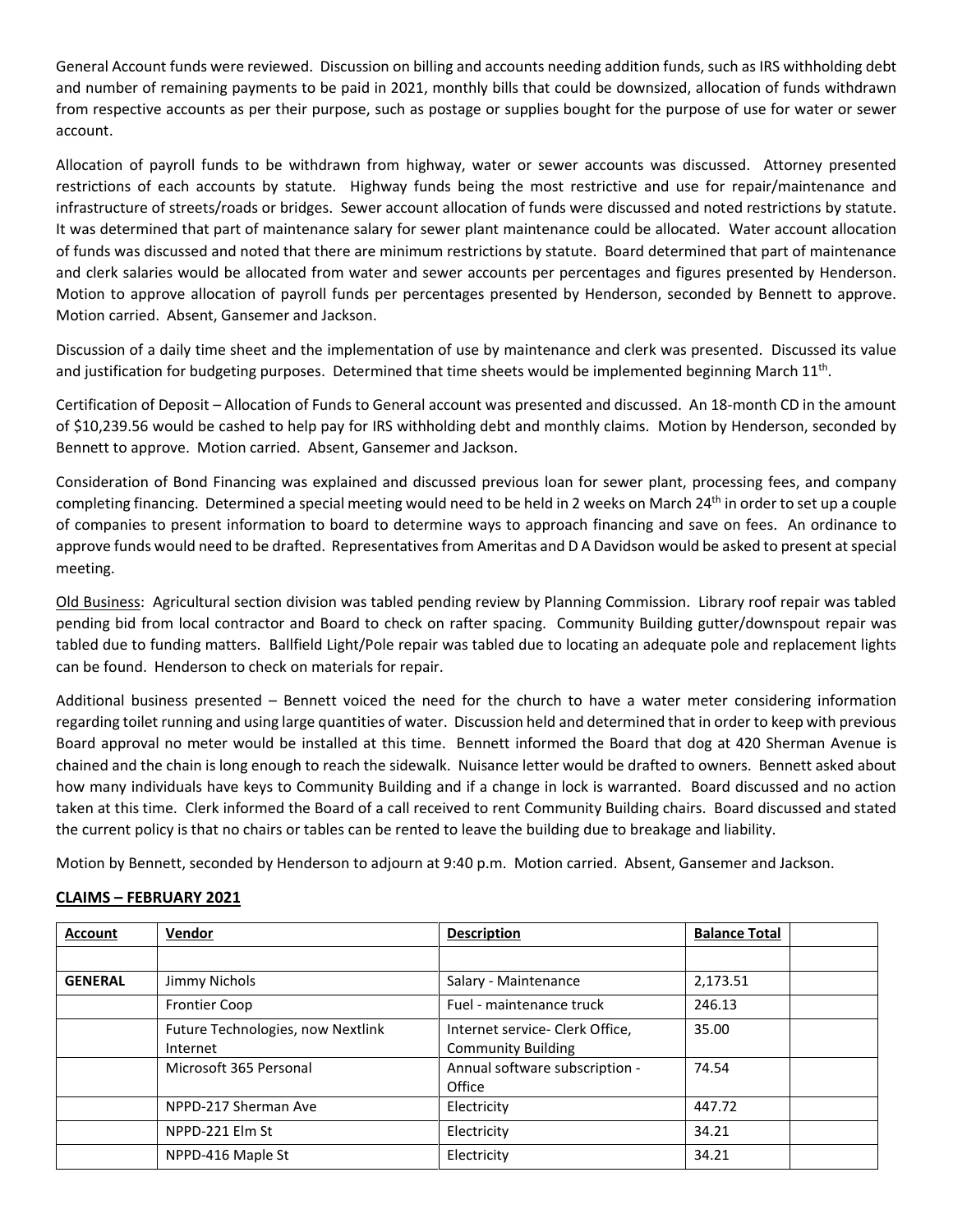General Account funds were reviewed. Discussion on billing and accounts needing addition funds, such as IRS withholding debt and number of remaining payments to be paid in 2021, monthly bills that could be downsized, allocation of funds withdrawn from respective accounts as per their purpose, such as postage or supplies bought for the purpose of use for water or sewer account.

Allocation of payroll funds to be withdrawn from highway, water or sewer accounts was discussed. Attorney presented restrictions of each accounts by statute. Highway funds being the most restrictive and use for repair/maintenance and infrastructure of streets/roads or bridges. Sewer account allocation of funds were discussed and noted restrictions by statute. It was determined that part of maintenance salary for sewer plant maintenance could be allocated. Water account allocation of funds was discussed and noted that there are minimum restrictions by statute. Board determined that part of maintenance and clerk salaries would be allocated from water and sewer accounts per percentages and figures presented by Henderson. Motion to approve allocation of payroll funds per percentages presented by Henderson, seconded by Bennett to approve. Motion carried. Absent, Gansemer and Jackson.

Discussion of a daily time sheet and the implementation of use by maintenance and clerk was presented. Discussed its value and justification for budgeting purposes. Determined that time sheets would be implemented beginning March 11th.

Certification of Deposit – Allocation of Funds to General account was presented and discussed. An 18-month CD in the amount of $10,239.56 would be cashed to help pay for IRS withholding debt and monthly claims. Motion by Henderson, seconded by Bennett to approve. Motion carried. Absent, Gansemer and Jackson.

Consideration of Bond Financing was explained and discussed previous loan for sewer plant, processing fees, and company completing financing. Determined a special meeting would need to be held in 2 weeks on March 24th in order to set up a couple of companies to present information to board to determine ways to approach financing and save on fees. An ordinance to approve funds would need to be drafted. Representatives from Ameritas and D A Davidson would be asked to present at special meeting.

Old Business: Agricultural section division was tabled pending review by Planning Commission. Library roof repair was tabled pending bid from local contractor and Board to check on rafter spacing. Community Building gutter/downspout repair was tabled due to funding matters. Ballfield Light/Pole repair was tabled due to locating an adequate pole and replacement lights can be found. Henderson to check on materials for repair.

Additional business presented – Bennett voiced the need for the church to have a water meter considering information regarding toilet running and using large quantities of water. Discussion held and determined that in order to keep with previous Board approval no meter would be installed at this time. Bennett informed the Board that dog at 420 Sherman Avenue is chained and the chain is long enough to reach the sidewalk. Nuisance letter would be drafted to owners. Bennett asked about how many individuals have keys to Community Building and if a change in lock is warranted. Board discussed and no action taken at this time. Clerk informed the Board of a call received to rent Community Building chairs. Board discussed and stated the current policy is that no chairs or tables can be rented to leave the building due to breakage and liability.

Motion by Bennett, seconded by Henderson to adjourn at 9:40 p.m. Motion carried. Absent, Gansemer and Jackson.

**CLAIMS – FEBRUARY 2021**

| Account | Vendor | Description | Balance Total | |
|---|---|---|---|---|
| | | | | |
| **GENERAL** | Jimmy Nichols | Salary - Maintenance | 2,173.51 | |
| | Frontier Coop | Fuel - maintenance truck | 246.13 | |
| | Future Technologies, now Nextlink Internet | Internet service- Clerk Office, Community Building | 35.00 | |
| | Microsoft 365 Personal | Annual software subscription - Office | 74.54 | |
| | NPPD-217 Sherman Ave | Electricity | 447.72 | |
| | NPPD-221 Elm St | Electricity | 34.21 | |
| | NPPD-416 Maple St | Electricity | 34.21 | |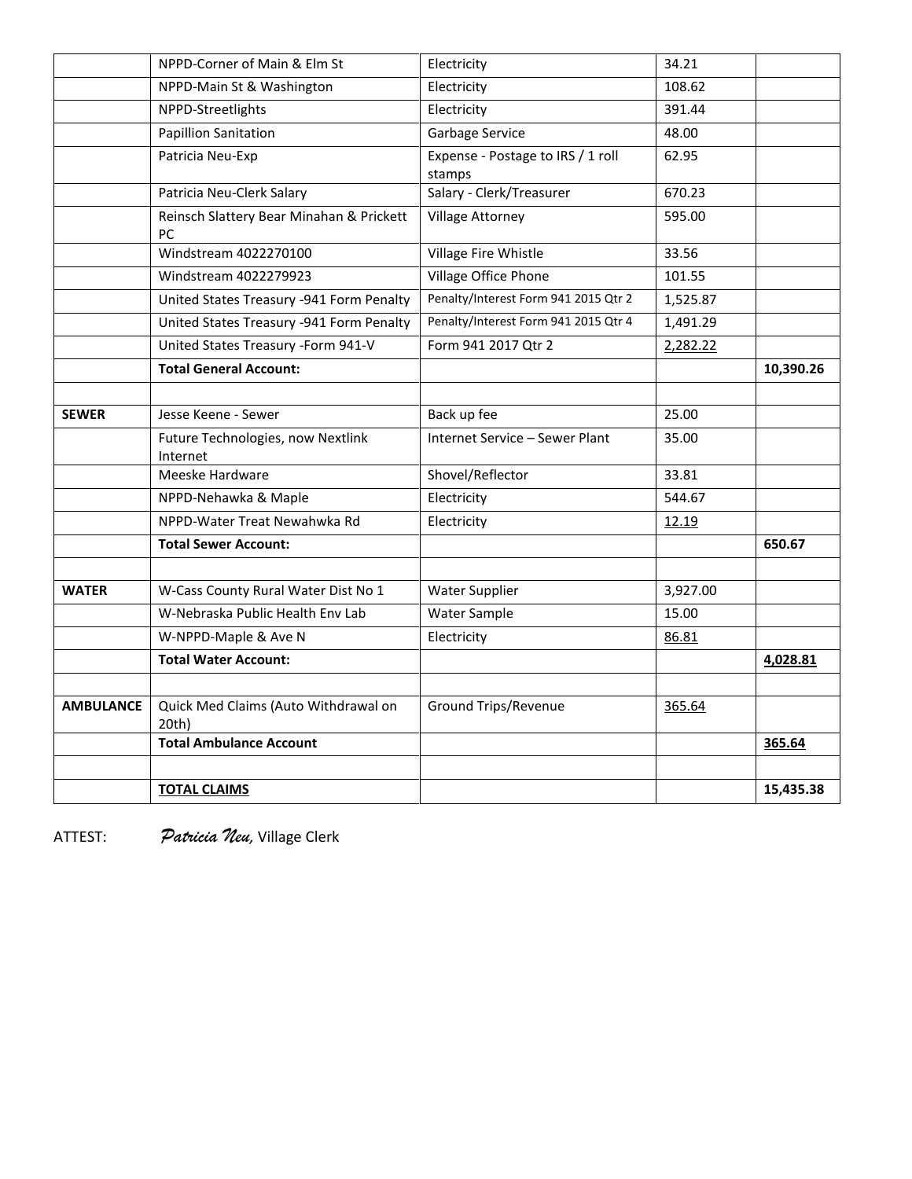| | | | | |
|---|---|---|---|---|
| | NPPD-Corner of Main & Elm St | Electricity | 34.21 | |
| | NPPD-Main St & Washington | Electricity | 108.62 | |
| | NPPD-Streetlights | Electricity | 391.44 | |
| | Papillion Sanitation | Garbage Service | 48.00 | |
| | Patricia Neu-Exp | Expense - Postage to IRS / 1 roll stamps | 62.95 | |
| | Patricia Neu-Clerk Salary | Salary - Clerk/Treasurer | 670.23 | |
| | Reinsch Slattery Bear Minahan & Prickett PC | Village Attorney | 595.00 | |
| | Windstream 4022270100 | Village Fire Whistle | 33.56 | |
| | Windstream 4022279923 | Village Office Phone | 101.55 | |
| | United States Treasury -941 Form Penalty | Penalty/Interest Form 941 2015 Qtr 2 | 1,525.87 | |
| | United States Treasury -941 Form Penalty | Penalty/Interest Form 941 2015 Qtr 4 | 1,491.29 | |
| | United States Treasury -Form 941-V | Form 941 2017 Qtr 2 | 2,282.22 | |
| | **Total General Account:** | | | **10,390.26** |
| | | | | |
| **SEWER** | Jesse Keene - Sewer | Back up fee | 25.00 | |
| | Future Technologies, now Nextlink Internet | Internet Service – Sewer Plant | 35.00 | |
| | Meeske Hardware | Shovel/Reflector | 33.81 | |
| | NPPD-Nehawka & Maple | Electricity | 544.67 | |
| | NPPD-Water Treat Newahwka Rd | Electricity | 12.19 | |
| | **Total Sewer Account:** | | | **650.67** |
| | | | | |
| **WATER** | W-Cass County Rural Water Dist No 1 | Water Supplier | 3,927.00 | |
| | W-Nebraska Public Health Env Lab | Water Sample | 15.00 | |
| | W-NPPD-Maple & Ave N | Electricity | 86.81 | |
| | **Total Water Account:** | | | **4,028.81** |
| | | | | |
| **AMBULANCE** | Quick Med Claims (Auto Withdrawal on 20th) | Ground Trips/Revenue | 365.64 | |
| | **Total Ambulance Account** | | | **365.64** |
| | | | | |
| | **TOTAL CLAIMS** | | | **15,435.38** |

ATTEST: *Patricia Neu,* Village Clerk